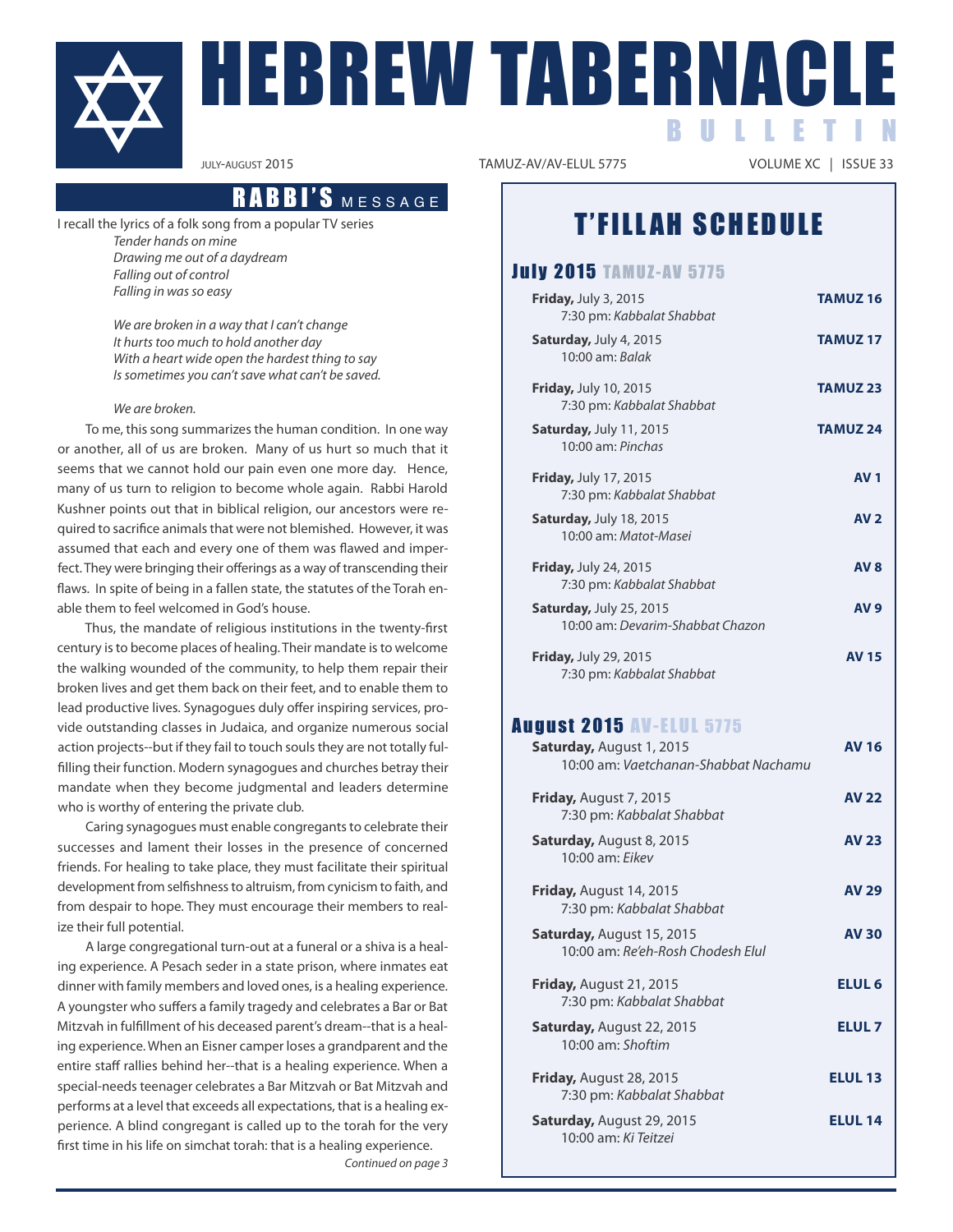# HEBREW TABERNACLE BULLETIN

JULY-AUGUST 2015 TAMUZ-AV/AV-ELUL 5775 VOLUME XC | ISSUE 33

## RABBI'S MESSAGE

I recall the lyrics of a folk song from a popular TV series

*Tender hands on mine*
*Drawing me out of a daydream*
*Falling out of control*
*Falling in was so easy*

*We are broken in a way that I can't change*
*It hurts too much to hold another day*
*With a heart wide open the hardest thing to say*
*Is sometimes you can't save what can't be saved.*

*We are broken.*

To me, this song summarizes the human condition. In one way or another, all of us are broken. Many of us hurt so much that it seems that we cannot hold our pain even one more day. Hence, many of us turn to religion to become whole again. Rabbi Harold Kushner points out that in biblical religion, our ancestors were required to sacrifice animals that were not blemished. However, it was assumed that each and every one of them was flawed and imperfect. They were bringing their offerings as a way of transcending their flaws. In spite of being in a fallen state, the statutes of the Torah enable them to feel welcomed in God's house.

Thus, the mandate of religious institutions in the twenty-first century is to become places of healing. Their mandate is to welcome the walking wounded of the community, to help them repair their broken lives and get them back on their feet, and to enable them to lead productive lives. Synagogues duly offer inspiring services, provide outstanding classes in Judaica, and organize numerous social action projects--but if they fail to touch souls they are not totally fulfilling their function. Modern synagogues and churches betray their mandate when they become judgmental and leaders determine who is worthy of entering the private club.

Caring synagogues must enable congregants to celebrate their successes and lament their losses in the presence of concerned friends. For healing to take place, they must facilitate their spiritual development from selfishness to altruism, from cynicism to faith, and from despair to hope. They must encourage their members to realize their full potential.

A large congregational turn-out at a funeral or a shiva is a healing experience. A Pesach seder in a state prison, where inmates eat dinner with family members and loved ones, is a healing experience. A youngster who suffers a family tragedy and celebrates a Bar or Bat Mitzvah in fulfillment of his deceased parent's dream--that is a healing experience. When an Eisner camper loses a grandparent and the entire staff rallies behind her--that is a healing experience. When a special-needs teenager celebrates a Bar Mitzvah or Bat Mitzvah and performs at a level that exceeds all expectations, that is a healing experience. A blind congregant is called up to the torah for the very first time in his life on simchat torah: that is a healing experience.

*Continued on page 3*

## T'FILLAH SCHEDULE

### July 2015 TAMUZ-AV 5775

| | |
|---|---|
| **Friday,** July 3, 2015<br>7:30 pm: *Kabbalat Shabbat* | **TAMUZ 16** |
| **Saturday,** July 4, 2015<br>10:00 am: *Balak* | **TAMUZ 17** |
| **Friday,** July 10, 2015<br>7:30 pm: *Kabbalat Shabbat* | **TAMUZ 23** |
| **Saturday,** July 11, 2015<br>10:00 am: *Pinchas* | **TAMUZ 24** |
| **Friday,** July 17, 2015<br>7:30 pm: *Kabbalat Shabbat* | **AV 1** |
| **Saturday,** July 18, 2015<br>10:00 am: *Matot-Masei* | **AV 2** |
| **Friday,** July 24, 2015<br>7:30 pm: *Kabbalat Shabbat* | **AV 8** |
| **Saturday,** July 25, 2015<br>10:00 am: *Devarim-Shabbat Chazon* | **AV 9** |
| **Friday,** July 29, 2015<br>7:30 pm: *Kabbalat Shabbat* | **AV 15** |

### August 2015 AV-ELUL 5775

| | |
|---|---|
| **Saturday,** August 1, 2015<br>10:00 am: *Vaetchanan-Shabbat Nachamu* | **AV 16** |
| **Friday,** August 7, 2015<br>7:30 pm: *Kabbalat Shabbat* | **AV 22** |
| **Saturday,** August 8, 2015<br>10:00 am: *Eikev* | **AV 23** |
| **Friday,** August 14, 2015<br>7:30 pm: *Kabbalat Shabbat* | **AV 29** |
| **Saturday,** August 15, 2015<br>10:00 am: *Re'eh-Rosh Chodesh Elul* | **AV 30** |
| **Friday,** August 21, 2015<br>7:30 pm: *Kabbalat Shabbat* | **ELUL 6** |
| **Saturday,** August 22, 2015<br>10:00 am: *Shoftim* | **ELUL 7** |
| **Friday,** August 28, 2015<br>7:30 pm: *Kabbalat Shabbat* | **ELUL 13** |
| **Saturday,** August 29, 2015<br>10:00 am: *Ki Teitzei* | **ELUL 14** |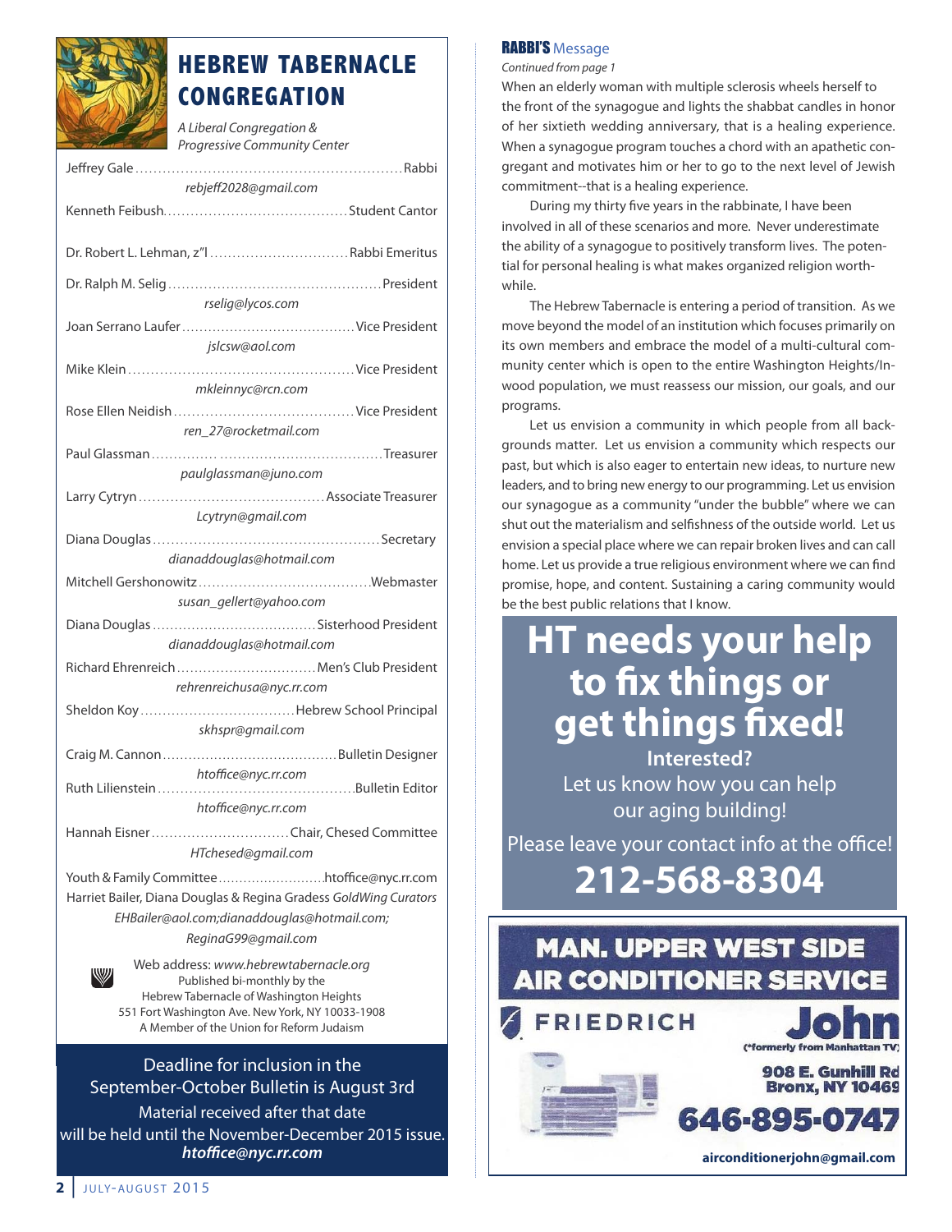# HEBREW TABERNACLE CONGREGATION

*A Liberal Congregation & Progressive Community Center*

Jeffrey Gale ............ Rabbi
*rebjeff2028@gmail.com*

Kenneth Feibush ............ Student Cantor

Dr. Robert L. Lehman, z"l ............ Rabbi Emeritus

Dr. Ralph M. Selig ............ President
*rselig@lycos.com*

Joan Serrano Laufer ............ Vice President
*jslcsw@aol.com*

Mike Klein ............ Vice President
*mkleinnyc@rcn.com*

Rose Ellen Neidish ............ Vice President
*ren_27@rocketmail.com*

Paul Glassman ............ Treasurer
*paulglassman@juno.com*

Larry Cytryn ............ Associate Treasurer
*Lcytryn@gmail.com*

Diana Douglas ............ Secretary
*dianaddouglas@hotmail.com*

Mitchell Gershonowitz ............ Webmaster
*susan_gellert@yahoo.com*

Diana Douglas ............ Sisterhood President
*dianaddouglas@hotmail.com*

Richard Ehrenreich ............ Men's Club President
*rehrenreichusa@nyc.rr.com*

Sheldon Koy ............ Hebrew School Principal
*skhspr@gmail.com*

Craig M. Cannon ............ Bulletin Designer
*htoffice@nyc.rr.com*

Ruth Lilienstein ............ Bulletin Editor
*htoffice@nyc.rr.com*

Hannah Eisner ............ Chair, Chesed Committee
*HTchesed@gmail.com*

Youth & Family Committee ............ htoffice@nyc.rr.com

Harriet Bailer, Diana Douglas & Regina Gradess *GoldWing Curators*
*EHBailer@aol.com;dianaddouglas@hotmail.com; ReginaG99@gmail.com*

Web address: *www.hebrewtabernacle.org*
Published bi-monthly by the
Hebrew Tabernacle of Washington Heights
551 Fort Washington Ave. New York, NY 10033-1908
A Member of the Union for Reform Judaism

Deadline for inclusion in the September-October Bulletin is August 3rd
Material received after that date will be held until the November-December 2015 issue.
***htoffice@nyc.rr.com***

## RABBI'S Message

*Continued from page 1*

When an elderly woman with multiple sclerosis wheels herself to the front of the synagogue and lights the shabbat candles in honor of her sixtieth wedding anniversary, that is a healing experience. When a synagogue program touches a chord with an apathetic congregant and motivates him or her to go to the next level of Jewish commitment--that is a healing experience.

During my thirty five years in the rabbinate, I have been involved in all of these scenarios and more. Never underestimate the ability of a synagogue to positively transform lives. The potential for personal healing is what makes organized religion worthwhile.

The Hebrew Tabernacle is entering a period of transition. As we move beyond the model of an institution which focuses primarily on its own members and embrace the model of a multi-cultural community center which is open to the entire Washington Heights/Inwood population, we must reassess our mission, our goals, and our programs.

Let us envision a community in which people from all backgrounds matter. Let us envision a community which respects our past, but which is also eager to entertain new ideas, to nurture new leaders, and to bring new energy to our programming. Let us envision our synagogue as a community "under the bubble" where we can shut out the materialism and selfishness of the outside world. Let us envision a special place where we can repair broken lives and can call home. Let us provide a true religious environment where we can find promise, hope, and content. Sustaining a caring community would be the best public relations that I know.

# HT needs your help to fix things or get things fixed!

**Interested?**

Let us know how you can help our aging building!

Please leave your contact info at the office!

**212-568-8304**

**MAN. UPPER WEST SIDE AIR CONDITIONER SERVICE**

FRIEDRICH

**John**
(*formerly from Manhattan TV)

908 E. Gunhill Rd
Bronx, NY 10469

**646-895-0747**

**airconditionerjohn@gmail.com**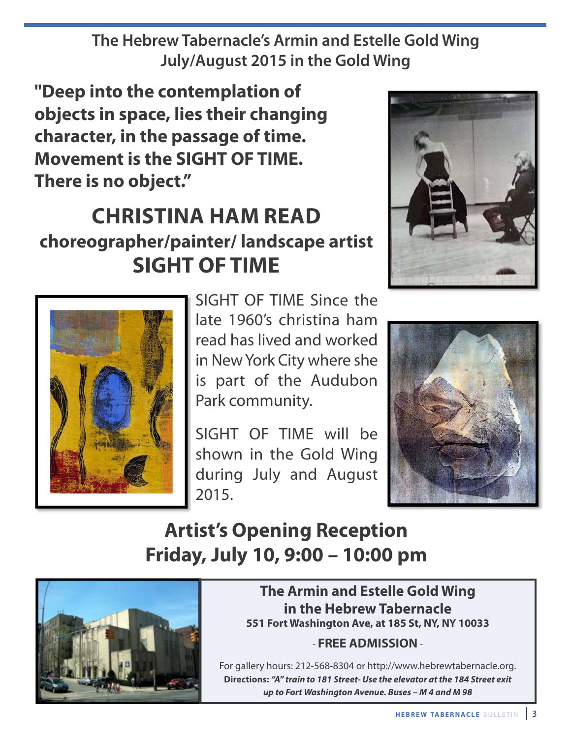**The Hebrew Tabernacle's Armin and Estelle Gold Wing**
**July/August 2015 in the Gold Wing**

**"Deep into the contemplation of objects in space, lies their changing character, in the passage of time. Movement is the SIGHT OF TIME. There is no object."**

# CHRISTINA HAM READ

## choreographer/painter/ landscape artist

## SIGHT OF TIME

SIGHT OF TIME Since the late 1960's christina ham read has lived and worked in New York City where she is part of the Audubon Park community.

SIGHT OF TIME will be shown in the Gold Wing during July and August 2015.

## Artist's Opening Reception
## Friday, July 10, 9:00 – 10:00 pm

**The Armin and Estelle Gold Wing in the Hebrew Tabernacle**
**551 Fort Washington Ave, at 185 St, NY, NY 10033**

\- **FREE ADMISSION** -

For gallery hours: 212-568-8304 or http://www.hebrewtabernacle.org.
**Directions:** ***"A" train to 181 Street- Use the elevator at the 184 Street exit up to Fort Washington Avenue. Buses – M 4 and M 98***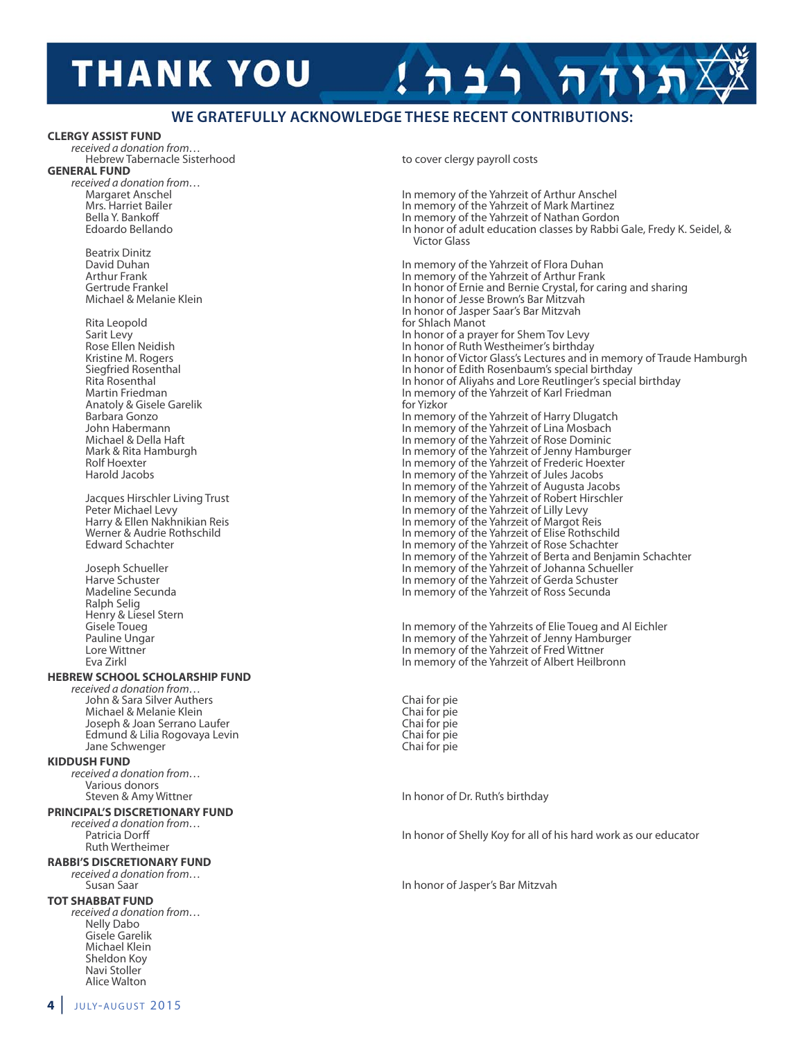# THANK YOU תודה רבה!

## WE GRATEFULLY ACKNOWLEDGE THESE RECENT CONTRIBUTIONS:

**CLERGY ASSIST FUND**

*received a donation from…*

| Donor | Note |
|---|---|
| Hebrew Tabernacle Sisterhood | to cover clergy payroll costs |

**GENERAL FUND**

*received a donation from…*

| Donor | Note |
|---|---|
| Margaret Anschel | In memory of the Yahrzeit of Arthur Anschel |
| Mrs. Harriet Bailer | In memory of the Yahrzeit of Mark Martinez |
| Bella Y. Bankoff | In memory of the Yahrzeit of Nathan Gordon |
| Edoardo Bellando | In honor of adult education classes by Rabbi Gale, Fredy K. Seidel, & Victor Glass |
| Beatrix Dinitz | |
| David Duhan | In memory of the Yahrzeit of Flora Duhan |
| Arthur Frank | In memory of the Yahrzeit of Arthur Frank |
| Gertrude Frankel | In honor of Ernie and Bernie Crystal, for caring and sharing |
| Michael & Melanie Klein | In honor of Jesse Brown's Bar Mitzvah |
| | In honor of Jasper Saar's Bar Mitzvah |
| Rita Leopold | for Shlach Manot |
| Sarit Levy | In honor of a prayer for Shem Tov Levy |
| Rose Ellen Neidish | In honor of Ruth Westheimer's birthday |
| Kristine M. Rogers | In honor of Victor Glass's Lectures and in memory of Traude Hamburgh |
| Siegfried Rosenthal | In honor of Edith Rosenbaum's special birthday |
| Rita Rosenthal | In honor of Aliyahs and Lore Reutlinger's special birthday |
| Martin Friedman | In memory of the Yahrzeit of Karl Friedman |
| Anatoly & Gisele Garelik | for Yizkor |
| Barbara Gonzo | In memory of the Yahrzeit of Harry Dlugatch |
| John Habermann | In memory of the Yahrzeit of Lina Mosbach |
| Michael & Della Haft | In memory of the Yahrzeit of Rose Dominic |
| Mark & Rita Hamburgh | In memory of the Yahrzeit of Jenny Hamburger |
| Rolf Hoexter | In memory of the Yahrzeit of Frederic Hoexter |
| Harold Jacobs | In memory of the Yahrzeit of Jules Jacobs |
| | In memory of the Yahrzeit of Augusta Jacobs |
| Jacques Hirschler Living Trust | In memory of the Yahrzeit of Robert Hirschler |
| Peter Michael Levy | In memory of the Yahrzeit of Lilly Levy |
| Harry & Ellen Nakhnikian Reis | In memory of the Yahrzeit of Margot Reis |
| Werner & Audrie Rothschild | In memory of the Yahrzeit of Elise Rothschild |
| Edward Schachter | In memory of the Yahrzeit of Rose Schachter |
| | In memory of the Yahrzeit of Berta and Benjamin Schachter |
| Joseph Schueller | In memory of the Yahrzeit of Johanna Schueller |
| Harve Schuster | In memory of the Yahrzeit of Gerda Schuster |
| Madeline Secunda | In memory of the Yahrzeit of Ross Secunda |
| Ralph Selig | |
| Henry & Liesel Stern | |
| Gisele Toueg | In memory of the Yahrzeits of Elie Toueg and Al Eichler |
| Pauline Ungar | In memory of the Yahrzeit of Jenny Hamburger |
| Lore Wittner | In memory of the Yahrzeit of Fred Wittner |
| Eva Zirkl | In memory of the Yahrzeit of Albert Heilbronn |

**HEBREW SCHOOL SCHOLARSHIP FUND**

*received a donation from…*

| Donor | Note |
|---|---|
| John & Sara Silver Authers | Chai for pie |
| Michael & Melanie Klein | Chai for pie |
| Joseph & Joan Serrano Laufer | Chai for pie |
| Edmund & Lilia Rogovaya Levin | Chai for pie |
| Jane Schwenger | Chai for pie |

**KIDDUSH FUND**

*received a donation from…*

| Donor | Note |
|---|---|
| Various donors | |
| Steven & Amy Wittner | In honor of Dr. Ruth's birthday |

**PRINCIPAL'S DISCRETIONARY FUND**

*received a donation from…*

| Donor | Note |
|---|---|
| Patricia Dorff | In honor of Shelly Koy for all of his hard work as our educator |
| Ruth Wertheimer | |

**RABBI'S DISCRETIONARY FUND**

*received a donation from…*

| Donor | Note |
|---|---|
| Susan Saar | In honor of Jasper's Bar Mitzvah |

**TOT SHABBAT FUND**

*received a donation from…*

- Nelly Dabo
- Gisele Garelik
- Michael Klein
- Sheldon Koy
- Navi Stoller
- Alice Walton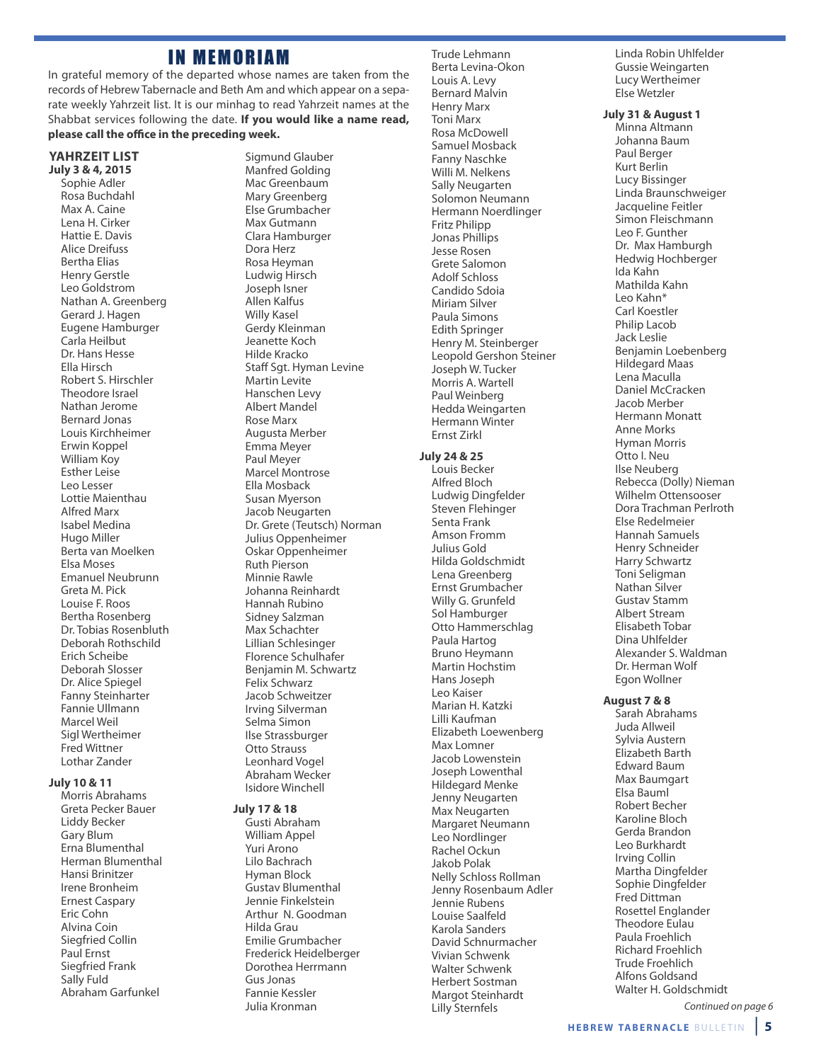# IN MEMORIAM

In grateful memory of the departed whose names are taken from the records of Hebrew Tabernacle and Beth Am and which appear on a separate weekly Yahrzeit list. It is our minhag to read Yahrzeit names at the Shabbat services following the date. **If you would like a name read, please call the office in the preceding week.**

## YAHRZEIT LIST

**July 3 & 4, 2015**

Sophie Adler
Rosa Buchdahl
Max A. Caine
Lena H. Cirker
Hattie E. Davis
Alice Dreifuss
Bertha Elias
Henry Gerstle
Leo Goldstrom
Nathan A. Greenberg
Gerard J. Hagen
Eugene Hamburger
Carla Heilbut
Dr. Hans Hesse
Ella Hirsch
Robert S. Hirschler
Theodore Israel
Nathan Jerome
Bernard Jonas
Louis Kirchheimer
Erwin Koppel
William Koy
Esther Leise
Leo Lesser
Lottie Maienthau
Alfred Marx
Isabel Medina
Hugo Miller
Berta van Moelken
Elsa Moses
Emanuel Neubrunn
Greta M. Pick
Louise F. Roos
Bertha Rosenberg
Dr. Tobias Rosenbluth
Deborah Rothschild
Erich Scheibe
Deborah Slosser
Dr. Alice Spiegel
Fanny Steinharter
Fannie Ullmann
Marcel Weil
Sigl Wertheimer
Fred Wittner
Lothar Zander

**July 10 & 11**

Morris Abrahams
Greta Pecker Bauer
Liddy Becker
Gary Blum
Erna Blumenthal
Herman Blumenthal
Hansi Brinitzer
Irene Bronheim
Ernest Caspary
Eric Cohn
Alvina Coin
Siegfried Collin
Paul Ernst
Siegfried Frank
Sally Fuld
Abraham Garfunkel
Sigmund Glauber
Manfred Golding
Mac Greenbaum
Mary Greenberg
Else Grumbacher
Max Gutmann
Clara Hamburger
Dora Herz
Rosa Heyman
Ludwig Hirsch
Joseph Isner
Allen Kalfus
Willy Kasel
Gerdy Kleinman
Jeanette Koch
Hilde Kracko
Staff Sgt. Hyman Levine
Martin Levite
Hanschen Levy
Albert Mandel
Rose Marx
Augusta Merber
Emma Meyer
Paul Meyer
Marcel Montrose
Ella Mosback
Susan Myerson
Jacob Neugarten
Dr. Grete (Teutsch) Norman
Julius Oppenheimer
Oskar Oppenheimer
Ruth Pierson
Minnie Rawle
Johanna Reinhardt
Hannah Rubino
Sidney Salzman
Max Schachter
Lillian Schlesinger
Florence Schulhafer
Benjamin M. Schwartz
Felix Schwarz
Jacob Schweitzer
Irving Silverman
Selma Simon
Ilse Strassburger
Otto Strauss
Leonhard Vogel
Abraham Wecker
Isidore Winchell

**July 17 & 18**

Gusti Abraham
William Appel
Yuri Arono
Lilo Bachrach
Hyman Block
Gustav Blumenthal
Jennie Finkelstein
Arthur N. Goodman
Hilda Grau
Emilie Grumbacher
Frederick Heidelberger
Dorothea Herrmann
Gus Jonas
Fannie Kessler
Julia Kronman
Trude Lehmann
Berta Levina-Okon
Louis A. Levy
Bernard Malvin
Henry Marx
Toni Marx
Rosa McDowell
Samuel Mosback
Fanny Naschke
Willi M. Nelkens
Sally Neugarten
Solomon Neumann
Hermann Noerdlinger
Fritz Philipp
Jonas Phillips
Jesse Rosen
Grete Salomon
Adolf Schloss
Candido Sdoia
Miriam Silver
Paula Simons
Edith Springer
Henry M. Steinberger
Leopold Gershon Steiner
Joseph W. Tucker
Morris A. Wartell
Paul Weinberg
Hedda Weingarten
Hermann Winter
Ernst Zirkl

**July 24 & 25**

Louis Becker
Alfred Bloch
Ludwig Dingfelder
Steven Flehinger
Senta Frank
Amson Fromm
Julius Gold
Hilda Goldschmidt
Lena Greenberg
Ernst Grumbacher
Willy G. Grunfeld
Sol Hamburger
Otto Hammerschlag
Paula Hartog
Bruno Heymann
Martin Hochstim
Hans Joseph
Leo Kaiser
Marian H. Katzki
Lilli Kaufman
Elizabeth Loewenberg
Max Lomner
Jacob Lowenstein
Joseph Lowenthal
Hildegard Menke
Jenny Neugarten
Max Neugarten
Margaret Neumann
Leo Nordlinger
Rachel Ockun
Jakob Polak
Nelly Schloss Rollman
Jenny Rosenbaum Adler
Jennie Rubens
Louise Saalfeld
Karola Sanders
David Schnurmacher
Vivian Schwenk
Walter Schwenk
Herbert Sostman
Margot Steinhardt
Lilly Sternfels
Linda Robin Uhlfelder
Gussie Weingarten
Lucy Wertheimer
Else Wetzler

**July 31 & August 1**

Minna Altmann
Johanna Baum
Paul Berger
Kurt Berlin
Lucy Bissinger
Linda Braunschweiger
Jacqueline Feitler
Simon Fleischmann
Leo F. Gunther
Dr. Max Hamburgh
Hedwig Hochberger
Ida Kahn
Mathilda Kahn
Leo Kahn*
Carl Koestler
Philip Lacob
Jack Leslie
Benjamin Loebenberg
Hildegard Maas
Lena Maculla
Daniel McCracken
Jacob Merber
Hermann Monatt
Anne Morks
Hyman Morris
Otto I. Neu
Ilse Neuberg
Rebecca (Dolly) Nieman
Wilhelm Ottensooser
Dora Trachman Perlroth
Else Redelmeier
Hannah Samuels
Henry Schneider
Harry Schwartz
Toni Seligman
Nathan Silver
Gustav Stamm
Albert Stream
Elisabeth Tobar
Dina Uhlfelder
Alexander S. Waldman
Dr. Herman Wolf
Egon Wollner

**August 7 & 8**

Sarah Abrahams
Juda Allweil
Sylvia Austern
Elizabeth Barth
Edward Baum
Max Baumgart
Elsa Bauml
Robert Becher
Karoline Bloch
Gerda Brandon
Leo Burkhardt
Irving Collin
Martha Dingfelder
Sophie Dingfelder
Fred Dittman
Rosettel Englander
Theodore Eulau
Paula Froehlich
Richard Froehlich
Trude Froehlich
Alfons Goldsand
Walter H. Goldschmidt

*Continued on page 6*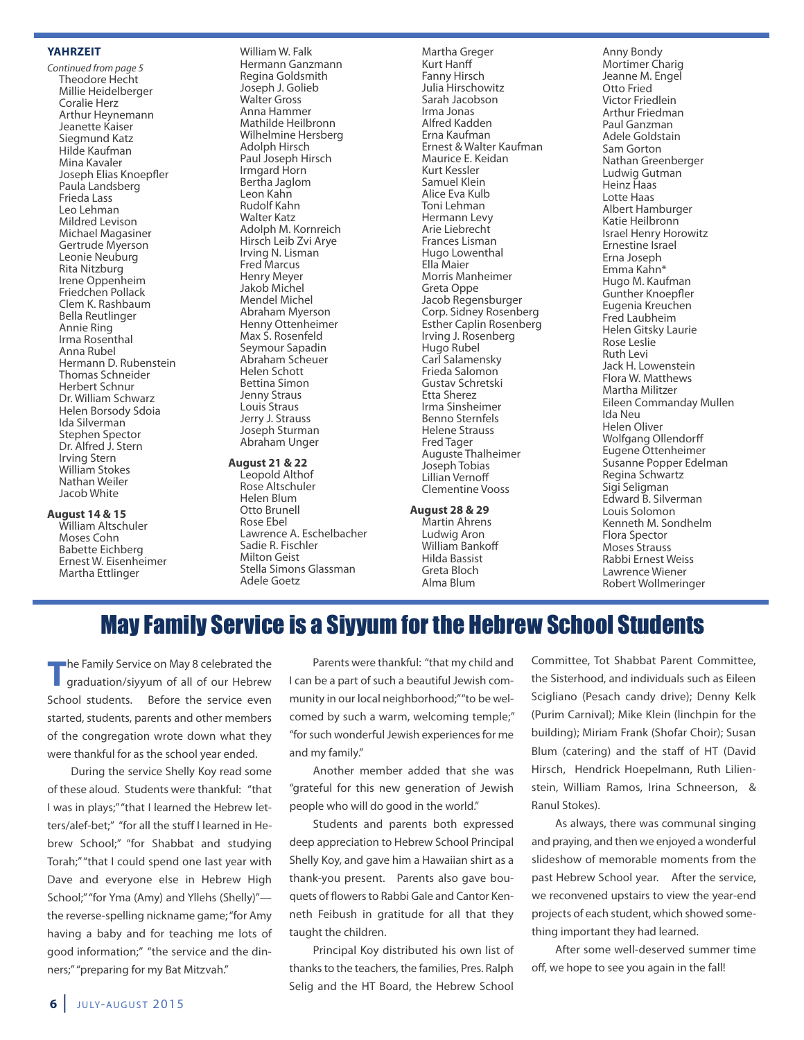### YAHRZEIT

*Continued from page 5*

Theodore Hecht
Millie Heidelberger
Coralie Hertz
Arthur Heynemann
Jeanette Kaiser
Siegmund Katz
Hilde Kaufman
Mina Kavaler
Joseph Elias Knoepfler
Paula Landsberg
Frieda Lass
Leo Lehman
Mildred Levison
Michael Magasiner
Gertrude Myerson
Leonie Neuburg
Rita Nitzburg
Irene Oppenheim
Friedchen Pollack
Clem K. Rashbaum
Bella Reutlinger
Annie Ring
Irma Rosenthal
Anna Rubel
Hermann D. Rubenstein
Thomas Schneider
Herbert Schnur
Dr. William Schwarz
Helen Borsody Sdoia
Ida Silverman
Stephen Spector
Dr. Alfred J. Stern
Irving Stern
William Stokes
Nathan Weiler
Jacob White

**August 14 & 15**

William Altschuler
Moses Cohn
Babette Eichberg
Ernest W. Eisenheimer
Martha Ettlinger
William W. Falk
Hermann Ganzmann
Regina Goldsmith
Joseph J. Golieb
Walter Gross
Anna Hammer
Mathilde Heilbronn
Wilhelmine Hersberg
Adolph Hirsch
Paul Joseph Hirsch
Irmgard Horn
Bertha Jaglom
Leon Kahn
Rudolf Kahn
Walter Katz
Adolph M. Kornreich
Hirsch Leib Zvi Arye
Irving N. Lisman
Fred Marcus
Henry Meyer
Jakob Michel
Mendel Michel
Abraham Myerson
Henny Ottenheimer
Max S. Rosenfeld
Seymour Sapadin
Abraham Scheuer
Helen Schott
Bettina Simon
Jenny Straus
Louis Straus
Jerry J. Strauss
Joseph Sturman
Abraham Unger

**August 21 & 22**

Leopold Althof
Rose Altschuler
Helen Blum
Otto Brunell
Rose Ebel
Lawrence A. Eschelbacher
Sadie R. Fischler
Milton Geist
Stella Simons Glassman
Adele Goetz
Martha Greger
Kurt Hanff
Fanny Hirsch
Julia Hirschowitz
Sarah Jacobson
Irma Jonas
Alfred Kadden
Erna Kaufman
Ernest & Walter Kaufman
Maurice E. Keidan
Kurt Kessler
Samuel Klein
Alice Eva Kulb
Toni Lehman
Hermann Levy
Arie Liebrecht
Frances Lisman
Hugo Lowenthal
Ella Maier
Morris Manheimer
Greta Oppe
Jacob Regensburger
Corp. Sidney Rosenberg
Esther Caplin Rosenberg
Irving J. Rosenberg
Hugo Rubel
Carl Salamensky
Frieda Salomon
Gustav Schretski
Etta Sherez
Irma Sinsheimer
Benno Sternfels
Helene Strauss
Fred Tager
Auguste Thalheimer
Joseph Tobias
Lillian Vernoff
Clementine Vooss

**August 28 & 29**

Martin Ahrens
Ludwig Aron
William Bankoff
Hilda Bassist
Greta Bloch
Alma Blum
Anny Bondy
Mortimer Charig
Jeanne M. Engel
Otto Fried
Victor Friedlein
Arthur Friedman
Paul Ganzman
Adele Goldstain
Sam Gorton
Nathan Greenberger
Ludwig Gutman
Heinz Haas
Lotte Haas
Albert Hamburger
Katie Heilbronn
Israel Henry Horowitz
Ernestine Israel
Erna Joseph
Emma Kahn*
Hugo M. Kaufman
Gunther Knoepfler
Eugenia Kreuchen
Fred Laubheim
Helen Gitsky Laurie
Rose Leslie
Ruth Levi
Jack H. Lowenstein
Flora W. Matthews
Martha Militzer
Eileen Commanday Mullen
Ida Neu
Helen Oliver
Wolfgang Ollendorff
Eugene Ottenheimer
Susanne Popper Edelman
Regina Schwartz
Sigi Seligman
Edward B. Silverman
Louis Solomon
Kenneth M. Sondhelm
Flora Spector
Moses Strauss
Rabbi Ernest Weiss
Lawrence Wiener
Robert Wollmeringer

# May Family Service is a Siyyum for the Hebrew School Students

The Family Service on May 8 celebrated the graduation/siyyum of all of our Hebrew School students. Before the service even started, students, parents and other members of the congregation wrote down what they were thankful for as the school year ended.

During the service Shelly Koy read some of these aloud. Students were thankful: "that I was in plays;" "that I learned the Hebrew letters/alef-bet;" "for all the stuff I learned in Hebrew School;" "for Shabbat and studying Torah;" "that I could spend one last year with Dave and everyone else in Hebrew High School;" "for Yma (Amy) and Yllehs (Shelly)"—the reverse-spelling nickname game; "for Amy having a baby and for teaching me lots of good information;" "the service and the dinners;" "preparing for my Bat Mitzvah."

Parents were thankful: "that my child and I can be a part of such a beautiful Jewish community in our local neighborhood;" "to be welcomed by such a warm, welcoming temple;" "for such wonderful Jewish experiences for me and my family."

Another member added that she was "grateful for this new generation of Jewish people who will do good in the world."

Students and parents both expressed deep appreciation to Hebrew School Principal Shelly Koy, and gave him a Hawaiian shirt as a thank-you present. Parents also gave bouquets of flowers to Rabbi Gale and Cantor Kenneth Feibush in gratitude for all that they taught the children.

Principal Koy distributed his own list of thanks to the teachers, the families, Pres. Ralph Selig and the HT Board, the Hebrew School Committee, Tot Shabbat Parent Committee, the Sisterhood, and individuals such as Eileen Scigliano (Pesach candy drive); Denny Kelk (Purim Carnival); Mike Klein (linchpin for the building); Miriam Frank (Shofar Choir); Susan Blum (catering) and the staff of HT (David Hirsch, Hendrick Hoepelmann, Ruth Lilienstein, William Ramos, Irina Schneerson, & Ranul Stokes).

As always, there was communal singing and praying, and then we enjoyed a wonderful slideshow of memorable moments from the past Hebrew School year. After the service, we reconvened upstairs to view the year-end projects of each student, which showed something important they had learned.

After some well-deserved summer time off, we hope to see you again in the fall!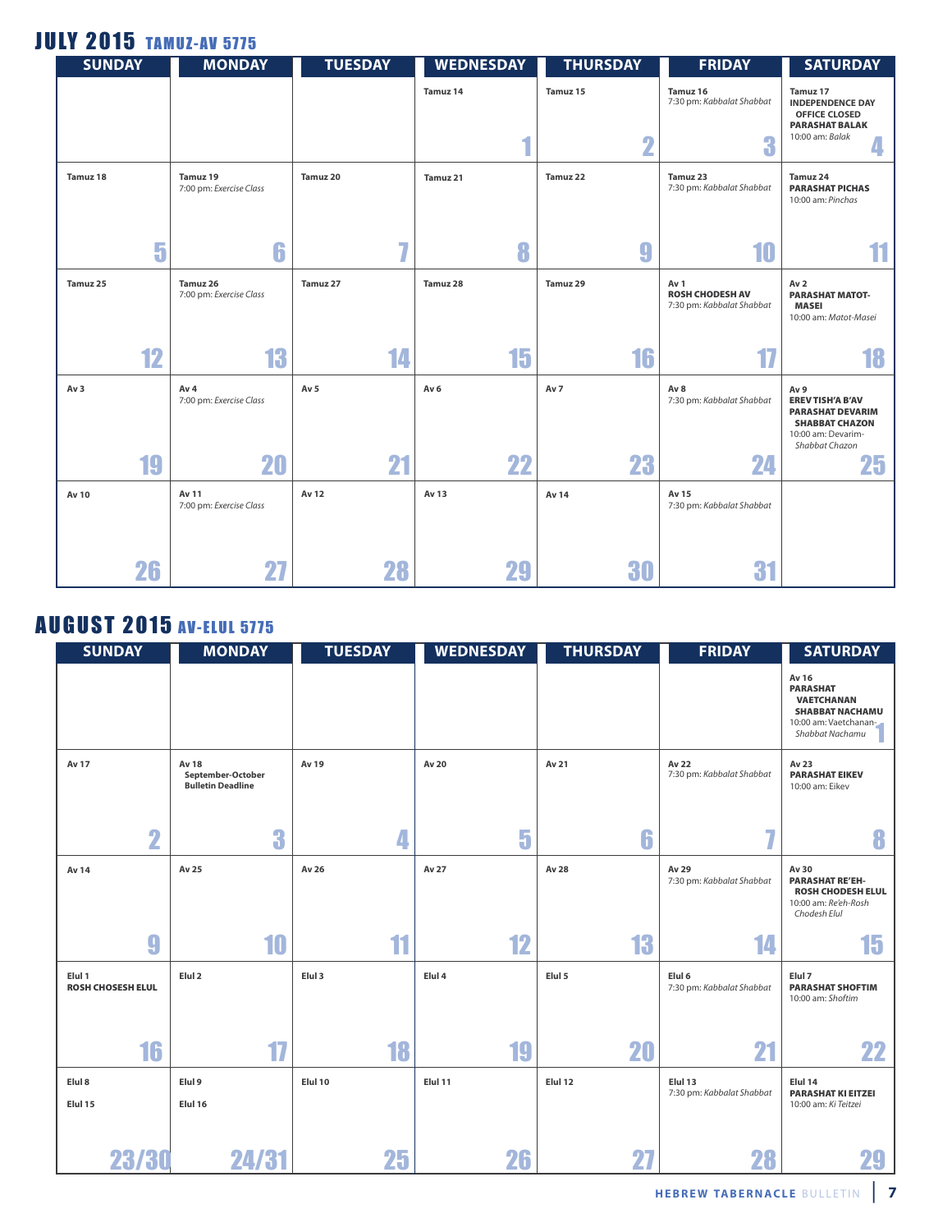# JULY 2015 TAMUZ-AV 5775

| SUNDAY | MONDAY | TUESDAY | WEDNESDAY | THURSDAY | FRIDAY | SATURDAY |
|---|---|---|---|---|---|---|
| | | | Tamuz 14<br>1 | Tamuz 15<br>2 | Tamuz 16<br>7:30 pm: *Kabbalat Shabbat*<br>3 | Tamuz 17<br>**INDEPENDENCE DAY OFFICE CLOSED**<br>**PARASHAT BALAK**<br>10:00 am: *Balak*<br>4 |
| Tamuz 18<br>5 | Tamuz 19<br>7:00 pm: *Exercise Class*<br>6 | Tamuz 20<br>7 | Tamuz 21<br>8 | Tamuz 22<br>9 | Tamuz 23<br>7:30 pm: *Kabbalat Shabbat*<br>10 | Tamuz 24<br>**PARASHAT PICHAS**<br>10:00 am: *Pinchas*<br>11 |
| Tamuz 25<br>12 | Tamuz 26<br>7:00 pm: *Exercise Class*<br>13 | Tamuz 27<br>14 | Tamuz 28<br>15 | Tamuz 29<br>16 | Av 1<br>**ROSH CHODESH AV**<br>7:30 pm: *Kabbalat Shabbat*<br>17 | Av 2<br>**PARASHAT MATOT-MASEI**<br>10:00 am: *Matot-Masei*<br>18 |
| Av 3<br>19 | Av 4<br>7:00 pm: *Exercise Class*<br>20 | Av 5<br>21 | Av 6<br>22 | Av 7<br>23 | Av 8<br>7:30 pm: *Kabbalat Shabbat*<br>24 | Av 9<br>**EREV TISH'A B'AV**<br>**PARASHAT DEVARIM**<br>**SHABBAT CHAZON**<br>10:00 am: Devarim-*Shabbat Chazon*<br>25 |
| Av 10<br>26 | Av 11<br>7:00 pm: *Exercise Class*<br>27 | Av 12<br>28 | Av 13<br>29 | Av 14<br>30 | Av 15<br>7:30 pm: *Kabbalat Shabbat*<br>31 | |

# AUGUST 2015 AV-ELUL 5775

| SUNDAY | MONDAY | TUESDAY | WEDNESDAY | THURSDAY | FRIDAY | SATURDAY |
|---|---|---|---|---|---|---|
| | | | | | | Av 16<br>**PARASHAT VAETCHANAN**<br>**SHABBAT NACHAMU**<br>10:00 am: Vaetchanan-*Shabbat Nachamu*<br>1 |
| Av 17<br>2 | Av 18<br>**September-October Bulletin Deadline**<br>3 | Av 19<br>4 | Av 20<br>5 | Av 21<br>6 | Av 22<br>7:30 pm: *Kabbalat Shabbat*<br>7 | Av 23<br>**PARASHAT EIKEV**<br>10:00 am: Eikev<br>8 |
| Av 14<br>9 | Av 25<br>10 | Av 26<br>11 | Av 27<br>12 | Av 28<br>13 | Av 29<br>7:30 pm: *Kabbalat Shabbat*<br>14 | Av 30<br>**PARASHAT RE'EH-ROSH CHODESH ELUL**<br>10:00 am: *Re'eh-Rosh Chodesh Elul*<br>15 |
| Elul 1<br>**ROSH CHOSESH ELUL**<br>16 | Elul 2<br>17 | Elul 3<br>18 | Elul 4<br>19 | Elul 5<br>20 | Elul 6<br>7:30 pm: *Kabbalat Shabbat*<br>21 | Elul 7<br>**PARASHAT SHOFTIM**<br>10:00 am: *Shoftim*<br>22 |
| Elul 8<br>Elul 15<br>23/30 | Elul 9<br>Elul 16<br>24/31 | Elul 10<br>25 | Elul 11<br>26 | Elul 12<br>27 | Elul 13<br>7:30 pm: *Kabbalat Shabbat*<br>28 | Elul 14<br>**PARASHAT KI EITZEI**<br>10:00 am: *Ki Teitzei*<br>29 |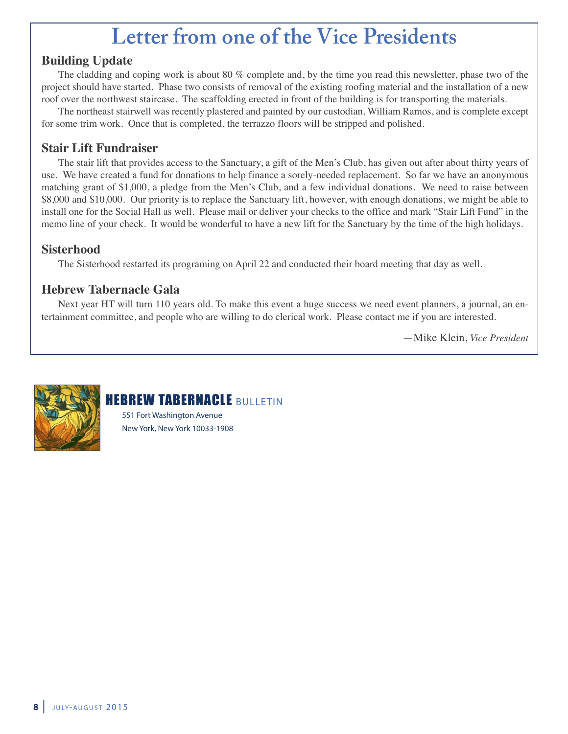# Letter from one of the Vice Presidents

## Building Update

The cladding and coping work is about 80 % complete and, by the time you read this newsletter, phase two of the project should have started. Phase two consists of removal of the existing roofing material and the installation of a new roof over the northwest staircase. The scaffolding erected in front of the building is for transporting the materials.

The northeast stairwell was recently plastered and painted by our custodian, William Ramos, and is complete except for some trim work. Once that is completed, the terrazzo floors will be stripped and polished.

## Stair Lift Fundraiser

The stair lift that provides access to the Sanctuary, a gift of the Men's Club, has given out after about thirty years of use. We have created a fund for donations to help finance a sorely-needed replacement. So far we have an anonymous matching grant of $1,000, a pledge from the Men's Club, and a few individual donations. We need to raise between $8,000 and $10,000. Our priority is to replace the Sanctuary lift, however, with enough donations, we might be able to install one for the Social Hall as well. Please mail or deliver your checks to the office and mark "Stair Lift Fund" in the memo line of your check. It would be wonderful to have a new lift for the Sanctuary by the time of the high holidays.

## Sisterhood

The Sisterhood restarted its programing on April 22 and conducted their board meeting that day as well.

## Hebrew Tabernacle Gala

Next year HT will turn 110 years old. To make this event a huge success we need event planners, a journal, an entertainment committee, and people who are willing to do clerical work. Please contact me if you are interested.

—Mike Klein, *Vice President*

**HEBREW TABERNACLE** BULLETIN
551 Fort Washington Avenue
New York, New York 10033-1908